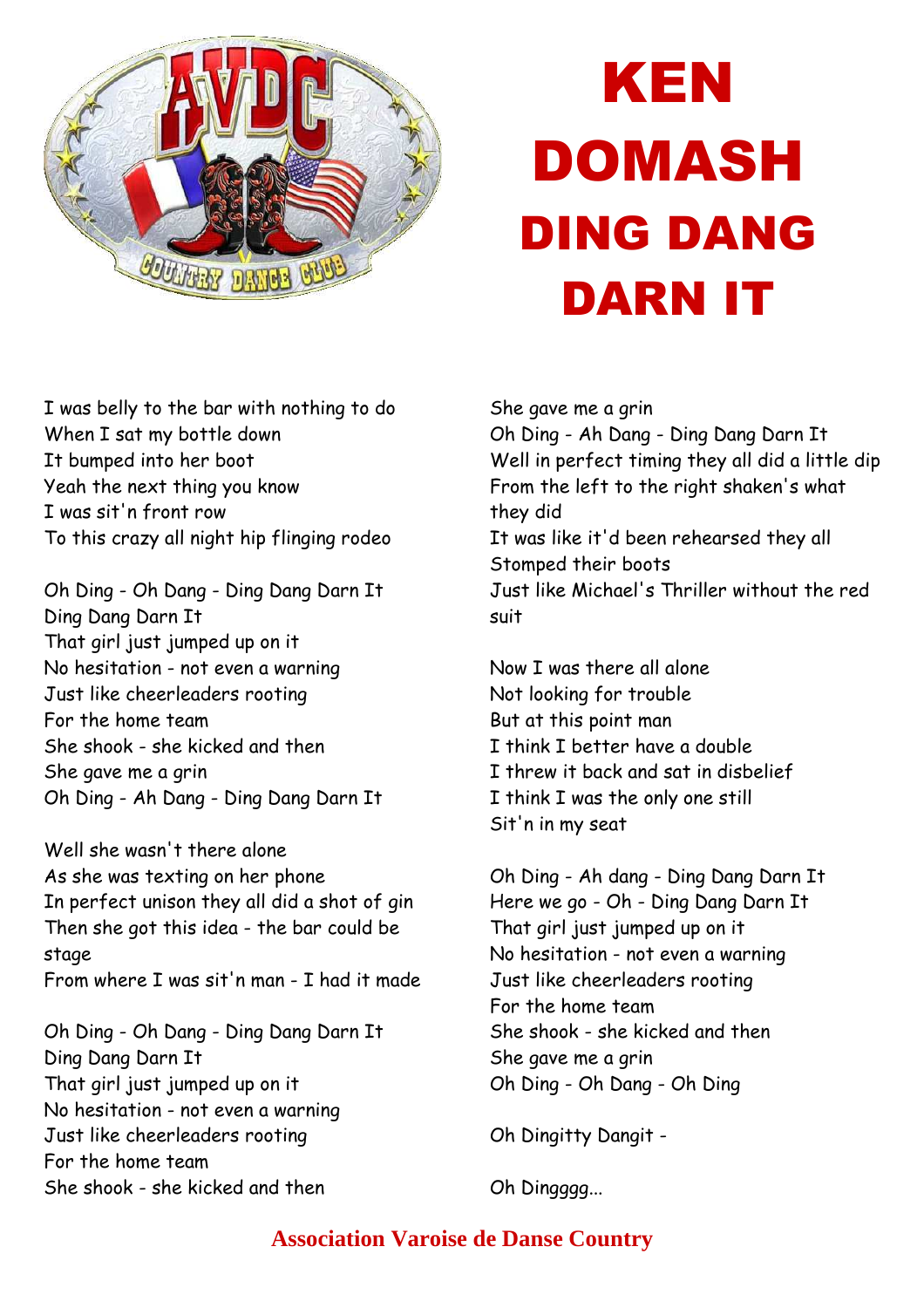# KEN DOMASH

## DING DANG DARN IT

I was belly to the bar with nothing to do
When I sat my bottle down
It bumped into her boot
Yeah the next thing you know
I was sit'n front row
To this crazy all night hip flinging rodeo

Oh Ding - Oh Dang - Ding Dang Darn It
Ding Dang Darn It
That girl just jumped up on it
No hesitation - not even a warning
Just like cheerleaders rooting
For the home team
She shook - she kicked and then
She gave me a grin
Oh Ding - Ah Dang - Ding Dang Darn It

Well she wasn't there alone
As she was texting on her phone
In perfect unison they all did a shot of gin
Then she got this idea - the bar could be stage
From where I was sit'n man - I had it made

Oh Ding - Oh Dang - Ding Dang Darn It
Ding Dang Darn It
That girl just jumped up on it
No hesitation - not even a warning
Just like cheerleaders rooting
For the home team
She shook - she kicked and then
She gave me a grin
Oh Ding - Ah Dang - Ding Dang Darn It
Well in perfect timing they all did a little dip
From the left to the right shaken's what they did
It was like it'd been rehearsed they all
Stomped their boots
Just like Michael's Thriller without the red suit

Now I was there all alone
Not looking for trouble
But at this point man
I think I better have a double
I threw it back and sat in disbelief
I think I was the only one still
Sit'n in my seat

Oh Ding - Ah dang - Ding Dang Darn It
Here we go - Oh - Ding Dang Darn It
That girl just jumped up on it
No hesitation - not even a warning
Just like cheerleaders rooting
For the home team
She shook - she kicked and then
She gave me a grin
Oh Ding - Oh Dang - Oh Ding

Oh Dingitty Dangit -

Oh Dingggg...

**Association Varoise de Danse Country**